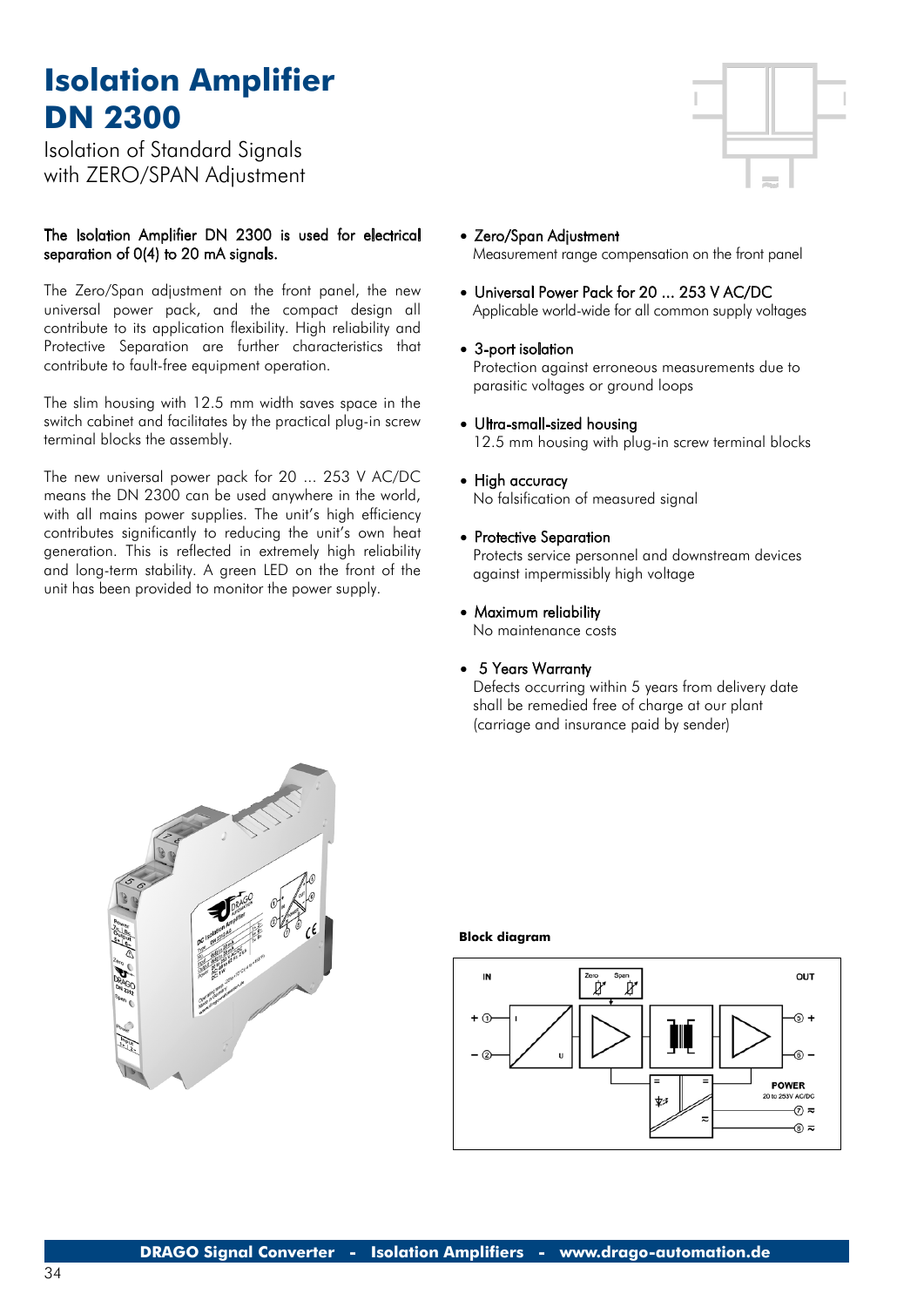# Isolation Amplifier DN 2300

Isolation of Standard Signals
with ZERO/SPAN Adjustment

**The Isolation Amplifier DN 2300 is used for electrical separation of 0(4) to 20 mA signals.**

The Zero/Span adjustment on the front panel, the new universal power pack, and the compact design all contribute to its application flexibility. High reliability and Protective Separation are further characteristics that contribute to fault-free equipment operation.

The slim housing with 12.5 mm width saves space in the switch cabinet and facilitates by the practical plug-in screw terminal blocks the assembly.

The new universal power pack for 20 ... 253 V AC/DC means the DN 2300 can be used anywhere in the world, with all mains power supplies. The unit's high efficiency contributes significantly to reducing the unit's own heat generation. This is reflected in extremely high reliability and long-term stability. A green LED on the front of the unit has been provided to monitor the power supply.

- **Zero/Span Adjustment**
  Measurement range compensation on the front panel
- **Universal Power Pack for 20 ... 253 V AC/DC**
  Applicable world-wide for all common supply voltages
- **3-port isolation**
  Protection against erroneous measurements due to parasitic voltages or ground loops
- **Ultra-small-sized housing**
  12.5 mm housing with plug-in screw terminal blocks
- **High accuracy**
  No falsification of measured signal
- **Protective Separation**
  Protects service personnel and downstream devices against impermissibly high voltage
- **Maximum reliability**
  No maintenance costs
- **5 Years Warranty**
  Defects occurring within 5 years from delivery date shall be remedied free of charge at our plant (carriage and insurance paid by sender)

**Block diagram**

IN: + ①, − ② — Zero, Span — OUT: ⑤ +, ⑥ − — POWER 20 to 253V AC/DC: ⑦ ≈, ⑧ ≈

DRAGO Signal Converter - Isolation Amplifiers - www.drago-automation.de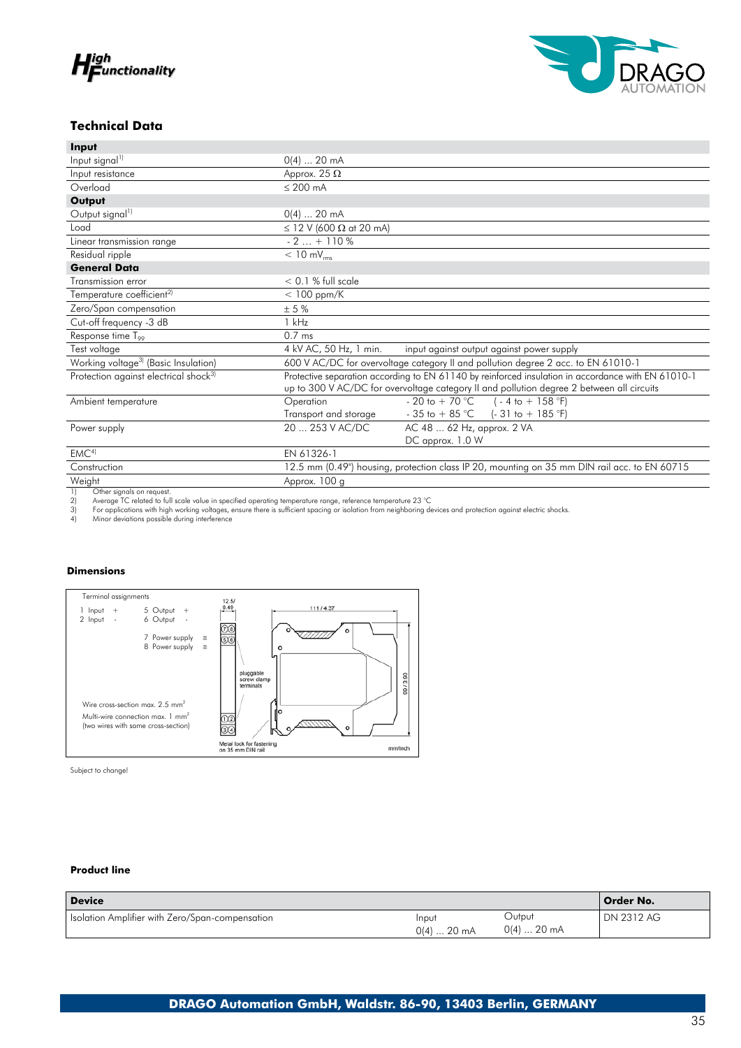## Technical Data

| | | |
|---|---|---|
| **Input** | | |
| Input signal[1] | 0(4) ... 20 mA | |
| Input resistance | Approx. 25 Ω | |
| Overload | ≤ 200 mA | |
| **Output** | | |
| Output signal[1] | 0(4) ... 20 mA | |
| Load | ≤ 12 V (600 Ω at 20 mA) | |
| Linear transmission range | - 2 ... + 110 % | |
| Residual ripple | < 10 $mV_{rms}$ | |
| **General Data** | | |
| Transmission error | < 0.1 % full scale | |
| Temperature coefficient[2] | < 100 ppm/K | |
| Zero/Span compensation | ± 5 % | |
| Cut-off frequency -3 dB | 1 kHz | |
| Response time $T_{99}$ | 0.7 ms | |
| Test voltage | 4 kV AC, 50 Hz, 1 min. | input against output against power supply |
| Working voltage[3] (Basic Insulation) | 600 V AC/DC for overvoltage category II and pollution degree 2 acc. to EN 61010-1 | |
| Protection against electrical shock[3] | Protective separation according to EN 61140 by reinforced insulation in accordance with EN 61010-1 up to 300 V AC/DC for overvoltage category II and pollution degree 2 between all circuits | |
| Ambient temperature | Operation<br>Transport and storage | - 20 to + 70 °C ( - 4 to + 158 °F)<br>- 35 to + 85 °C (- 31 to + 185 °F) |
| Power supply | 20 ... 253 V AC/DC | AC 48 ... 62 Hz, approx. 2 VA<br>DC approx. 1.0 W |
| EMC[4] | EN 61326-1 | |
| Construction | 12.5 mm (0.49") housing, protection class IP 20, mounting on 35 mm DIN rail acc. to EN 60715 | |
| Weight | Approx. 100 g | |

1) Other signals on request.
2) Average TC related to full scale value in specified operating temperature range, reference temperature 23 °C
3) For applications with high working voltages, ensure there is sufficient spacing or isolation from neighboring devices and protection against electric shocks.
4) Minor deviations possible during interference

### Dimensions

Terminal assignments

1 Input +
2 Input -
5 Output +
6 Output -
7 Power supply ≅
8 Power supply ≅

Wire cross-section max. 2.5 $mm^2$
Multi-wire connection max. 1 $mm^2$
(two wires with same cross-section)

12.5/0.49
111 / 4.37
99 / 3.90
pluggable screw clamp terminals
Metal lock for fastening on 35 mm DIN rail
mm/inch

Subject to change!

### Product line

| **Device** | | | **Order No.** |
|---|---|---|---|
| Isolation Amplifier with Zero/Span-compensation | Input<br>0(4) ... 20 mA | Output<br>0(4) ... 20 mA | DN 2312 AG |

**DRAGO Automation GmbH, Waldstr. 86-90, 13403 Berlin, GERMANY**